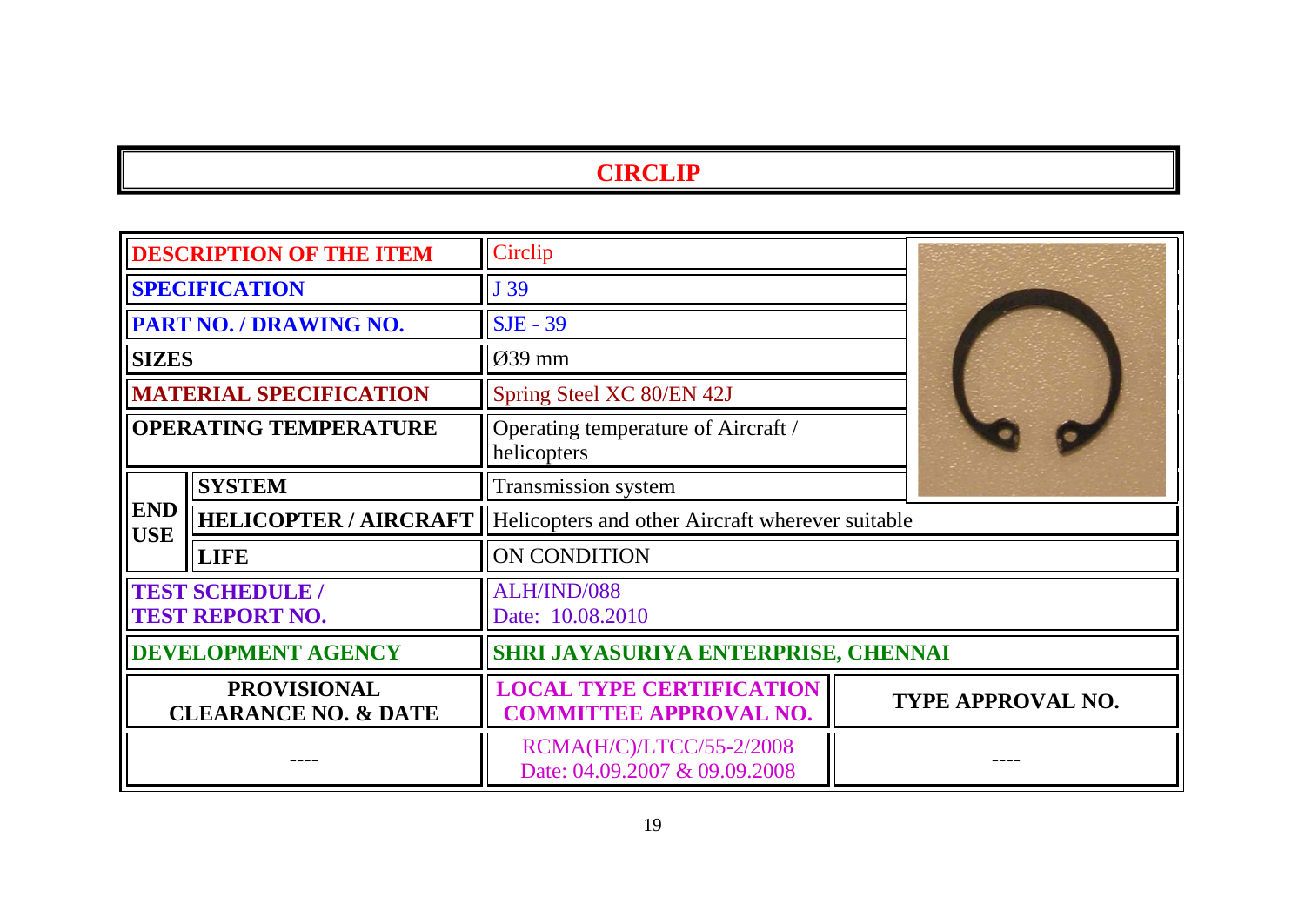# CIRCLIP

| | | | |
|---|---|---|---|
| **DESCRIPTION OF THE ITEM** | | Circlip | |
| **SPECIFICATION** | | J 39 | |
| **PART NO. / DRAWING NO.** | | SJE - 39 | |
| **SIZES** | | Ø39 mm | |
| **MATERIAL SPECIFICATION** | | Spring Steel XC 80/EN 42J | |
| **OPERATING TEMPERATURE** | | Operating temperature of Aircraft / helicopters | |
| **END USE** | **SYSTEM** | Transmission system | |
| | **HELICOPTER / AIRCRAFT** | Helicopters and other Aircraft wherever suitable | |
| | **LIFE** | ON CONDITION | |
| **TEST SCHEDULE / TEST REPORT NO.** | | ALH/IND/088 Date: 10.08.2010 | |
| **DEVELOPMENT AGENCY** | | **SHRI JAYASURIYA ENTERPRISE, CHENNAI** | |
| **PROVISIONAL CLEARANCE NO. & DATE** | | **LOCAL TYPE CERTIFICATION COMMITTEE APPROVAL NO.** | **TYPE APPROVAL NO.** |
| ---- | | RCMA(H/C)/LTCC/55-2/2008 Date: 04.09.2007 & 09.09.2008 | ---- |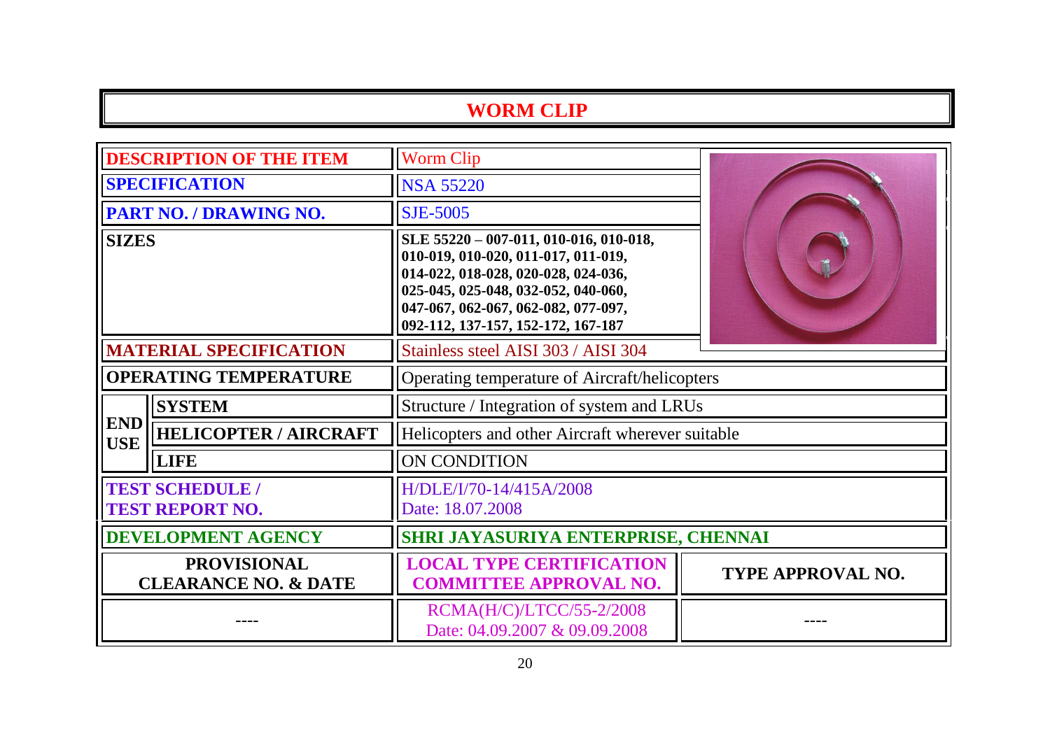# WORM CLIP

| | | | |
|---|---|---|---|
| **DESCRIPTION OF THE ITEM** | | Worm Clip | |
| **SPECIFICATION** | | NSA 55220 | |
| **PART NO. / DRAWING NO.** | | SJE-5005 | |
| **SIZES** | | **SLE 55220 – 007-011, 010-016, 010-018, 010-019, 010-020, 011-017, 011-019, 014-022, 018-028, 020-028, 024-036, 025-045, 025-048, 032-052, 040-060, 047-067, 062-067, 062-082, 077-097, 092-112, 137-157, 152-172, 167-187** | |
| **MATERIAL SPECIFICATION** | | Stainless steel AISI 303 / AISI 304 | |
| **OPERATING TEMPERATURE** | | Operating temperature of Aircraft/helicopters | |
| **END USE** | **SYSTEM** | Structure / Integration of system and LRUs | |
| | **HELICOPTER / AIRCRAFT** | Helicopters and other Aircraft wherever suitable | |
| | **LIFE** | ON CONDITION | |
| **TEST SCHEDULE / TEST REPORT NO.** | | H/DLE/I/70-14/415A/2008 Date: 18.07.2008 | |
| **DEVELOPMENT AGENCY** | | **SHRI JAYASURIYA ENTERPRISE, CHENNAI** | |
| **PROVISIONAL CLEARANCE NO. & DATE** | | **LOCAL TYPE CERTIFICATION COMMITTEE APPROVAL NO.** | **TYPE APPROVAL NO.** |
| ---- | | RCMA(H/C)/LTCC/55-2/2008 Date: 04.09.2007 & 09.09.2008 | ---- |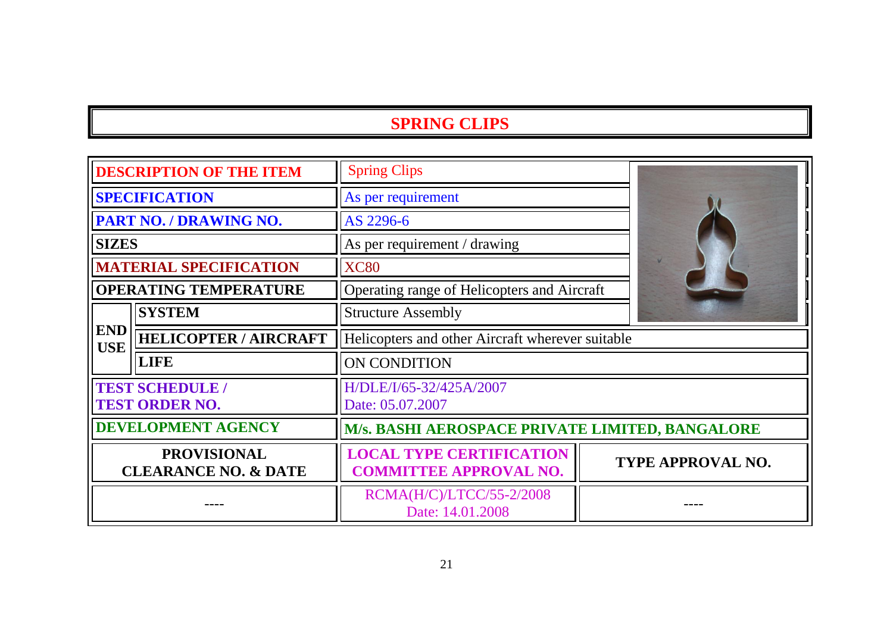# SPRING CLIPS

| | | | |
|---|---|---|---|
| **DESCRIPTION OF THE ITEM** | | Spring Clips | |
| **SPECIFICATION** | | As per requirement | |
| **PART NO. / DRAWING NO.** | | AS 2296-6 | |
| **SIZES** | | As per requirement / drawing | |
| **MATERIAL SPECIFICATION** | | XC80 | |
| **OPERATING TEMPERATURE** | | Operating range of Helicopters and Aircraft | |
| **END USE** | **SYSTEM** | Structure Assembly | |
| | **HELICOPTER / AIRCRAFT** | Helicopters and other Aircraft wherever suitable | |
| | **LIFE** | ON CONDITION | |
| **TEST SCHEDULE / TEST ORDER NO.** | | H/DLE/I/65-32/425A/2007 Date: 05.07.2007 | |
| **DEVELOPMENT AGENCY** | | **M/s. BASHI AEROSPACE PRIVATE LIMITED, BANGALORE** | |
| **PROVISIONAL CLEARANCE NO. & DATE** | | **LOCAL TYPE CERTIFICATION COMMITTEE APPROVAL NO.** | **TYPE APPROVAL NO.** |
| ---- | | RCMA(H/C)/LTCC/55-2/2008 Date: 14.01.2008 | ---- |